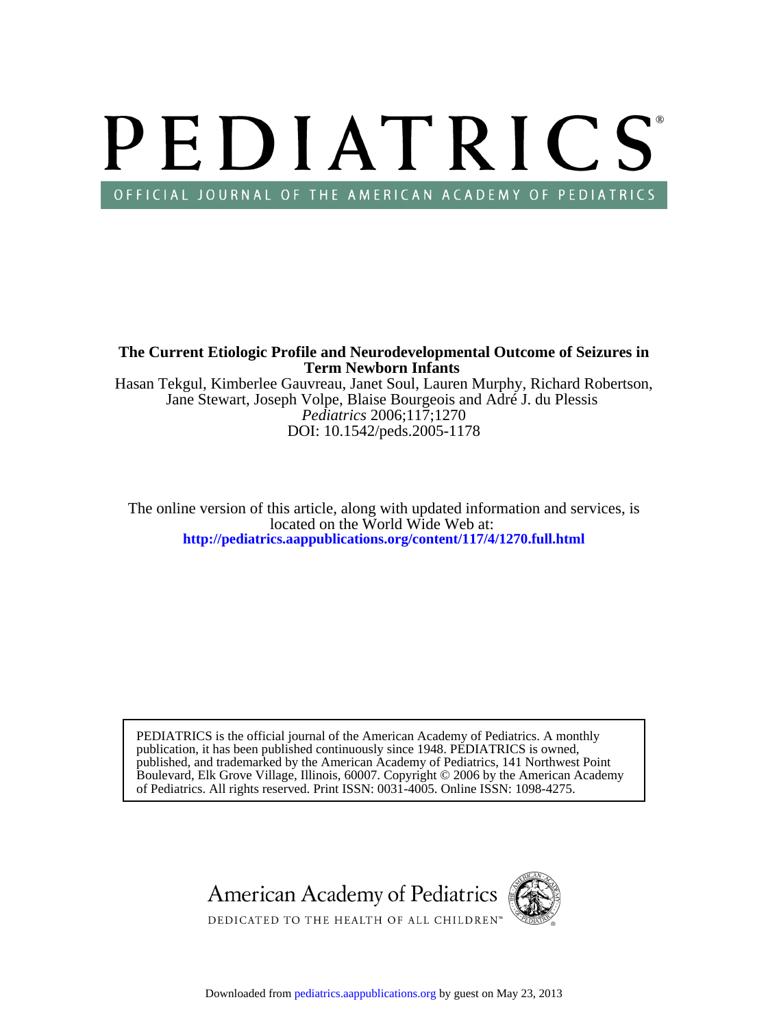# PEDIATRICS

OFFICIAL JOURNAL OF THE AMERICAN ACADEMY OF PEDIATRICS

**The Current Etiologic Profile and Neurodevelopmental Outcome of Seizures in Term Newborn Infants**

Hasan Tekgul, Kimberlee Gauvreau, Janet Soul, Lauren Murphy, Richard Robertson, Jane Stewart, Joseph Volpe, Blaise Bourgeois and Adré J. du Plessis

*Pediatrics* 2006;117;1270

DOI: 10.1542/peds.2005-1178

The online version of this article, along with updated information and services, is located on the World Wide Web at:

**http://pediatrics.aappublications.org/content/117/4/1270.full.html**

PEDIATRICS is the official journal of the American Academy of Pediatrics. A monthly publication, it has been published continuously since 1948. PEDIATRICS is owned, published, and trademarked by the American Academy of Pediatrics, 141 Northwest Point Boulevard, Elk Grove Village, Illinois, 60007. Copyright © 2006 by the American Academy of Pediatrics. All rights reserved. Print ISSN: 0031-4005. Online ISSN: 1098-4275.

American Academy of Pediatrics

DEDICATED TO THE HEALTH OF ALL CHILDREN™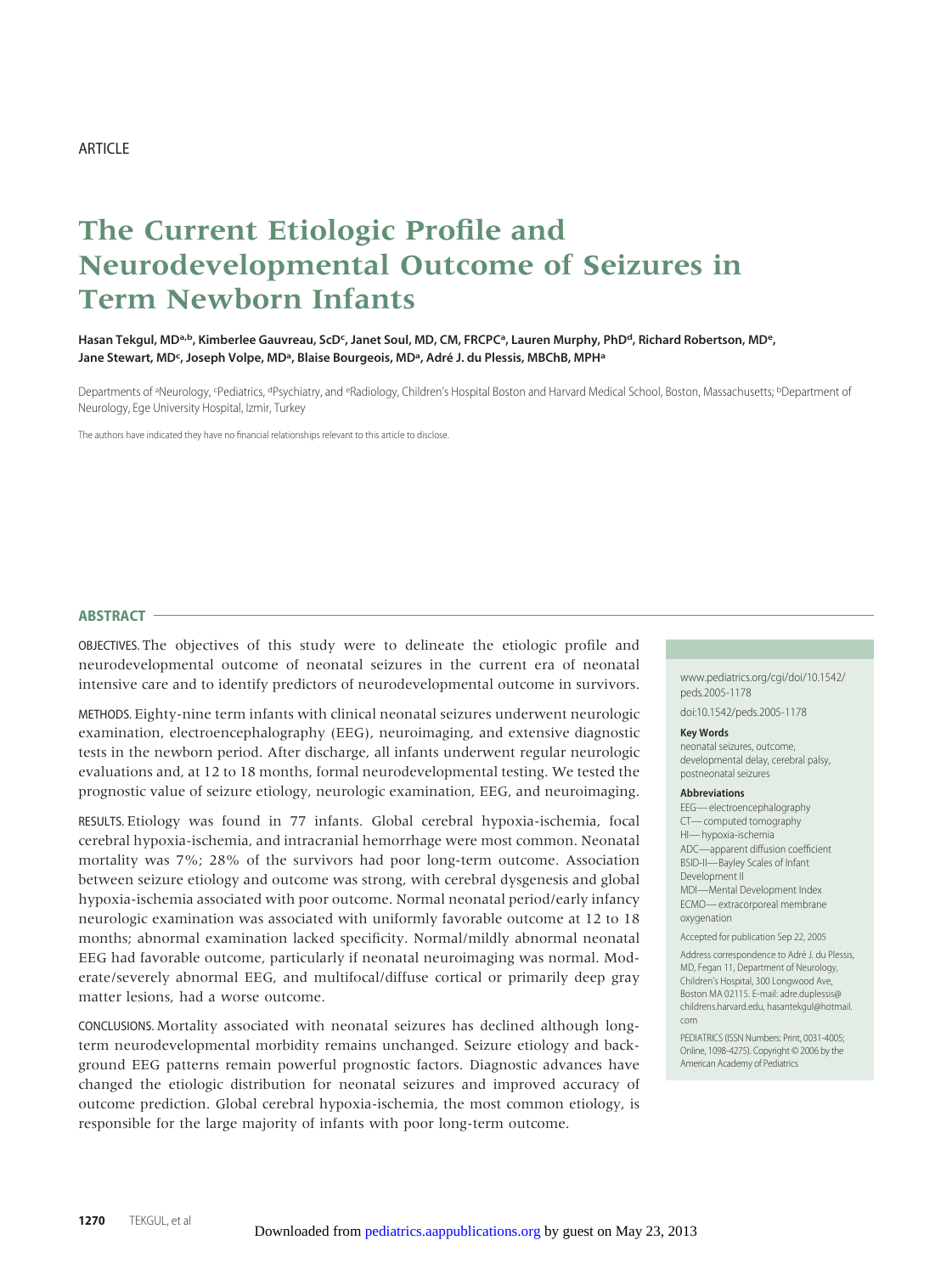ARTICLE

# The Current Etiologic Profile and Neurodevelopmental Outcome of Seizures in Term Newborn Infants

**Hasan Tekgul, MD[a,b], Kimberlee Gauvreau, ScD[c], Janet Soul, MD, CM, FRCPC[a], Lauren Murphy, PhD[d], Richard Robertson, MD[e], Jane Stewart, MD[c], Joseph Volpe, MD[a], Blaise Bourgeois, MD[a], Adré J. du Plessis, MBChB, MPH[a]**

Departments of [a]Neurology, [c]Pediatrics, [d]Psychiatry, and [e]Radiology, Children's Hospital Boston and Harvard Medical School, Boston, Massachusetts; [b]Department of Neurology, Ege University Hospital, Izmir, Turkey

The authors have indicated they have no financial relationships relevant to this article to disclose.

## ABSTRACT

OBJECTIVES. The objectives of this study were to delineate the etiologic profile and neurodevelopmental outcome of neonatal seizures in the current era of neonatal intensive care and to identify predictors of neurodevelopmental outcome in survivors.

METHODS. Eighty-nine term infants with clinical neonatal seizures underwent neurologic examination, electroencephalography (EEG), neuroimaging, and extensive diagnostic tests in the newborn period. After discharge, all infants underwent regular neurologic evaluations and, at 12 to 18 months, formal neurodevelopmental testing. We tested the prognostic value of seizure etiology, neurologic examination, EEG, and neuroimaging.

RESULTS. Etiology was found in 77 infants. Global cerebral hypoxia-ischemia, focal cerebral hypoxia-ischemia, and intracranial hemorrhage were most common. Neonatal mortality was 7%; 28% of the survivors had poor long-term outcome. Association between seizure etiology and outcome was strong, with cerebral dysgenesis and global hypoxia-ischemia associated with poor outcome. Normal neonatal period/early infancy neurologic examination was associated with uniformly favorable outcome at 12 to 18 months; abnormal examination lacked specificity. Normal/mildly abnormal neonatal EEG had favorable outcome, particularly if neonatal neuroimaging was normal. Moderate/severely abnormal EEG, and multifocal/diffuse cortical or primarily deep gray matter lesions, had a worse outcome.

CONCLUSIONS. Mortality associated with neonatal seizures has declined although long-term neurodevelopmental morbidity remains unchanged. Seizure etiology and background EEG patterns remain powerful prognostic factors. Diagnostic advances have changed the etiologic distribution for neonatal seizures and improved accuracy of outcome prediction. Global cerebral hypoxia-ischemia, the most common etiology, is responsible for the large majority of infants with poor long-term outcome.

www.pediatrics.org/cgi/doi/10.1542/peds.2005-1178

doi:10.1542/peds.2005-1178

**Key Words**

neonatal seizures, outcome, developmental delay, cerebral palsy, postneonatal seizures

**Abbreviations**

EEG— electroencephalography
CT— computed tomography
HI— hypoxia-ischemia
ADC—apparent diffusion coefficient
BSID-II—Bayley Scales of Infant Development II
MDI—Mental Development Index
ECMO— extracorporeal membrane oxygenation

Accepted for publication Sep 22, 2005

Address correspondence to Adré J. du Plessis, MD, Fegan 11, Department of Neurology, Children's Hospital, 300 Longwood Ave, Boston MA 02115. E-mail: adre.duplessis@childrens.harvard.edu, hasantekgul@hotmail.com

PEDIATRICS (ISSN Numbers: Print, 0031-4005; Online, 1098-4275). Copyright © 2006 by the American Academy of Pediatrics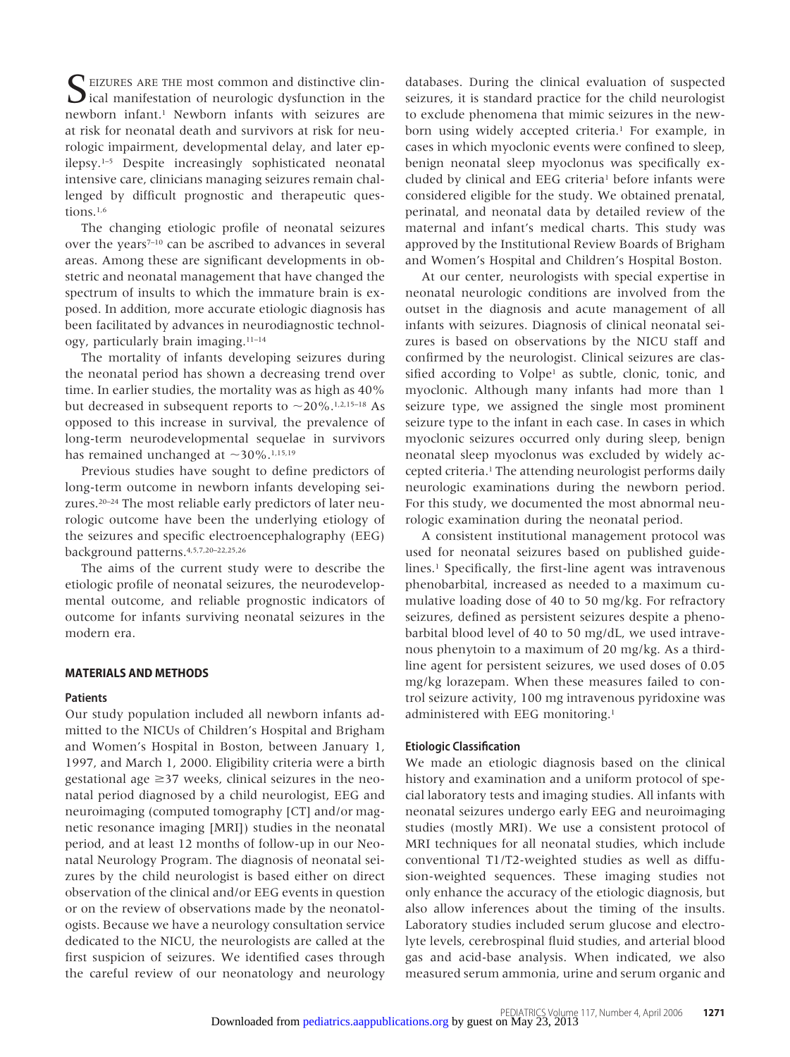SEIZURES ARE THE most common and distinctive clinical manifestation of neurologic dysfunction in the newborn infant.[1] Newborn infants with seizures are at risk for neonatal death and survivors at risk for neurologic impairment, developmental delay, and later epilepsy.[1–5] Despite increasingly sophisticated neonatal intensive care, clinicians managing seizures remain challenged by difficult prognostic and therapeutic questions.[1,6]

The changing etiologic profile of neonatal seizures over the years[7–10] can be ascribed to advances in several areas. Among these are significant developments in obstetric and neonatal management that have changed the spectrum of insults to which the immature brain is exposed. In addition, more accurate etiologic diagnosis has been facilitated by advances in neurodiagnostic technology, particularly brain imaging.[11–14]

The mortality of infants developing seizures during the neonatal period has shown a decreasing trend over time. In earlier studies, the mortality was as high as 40% but decreased in subsequent reports to ~20%.[1,2,15–18] As opposed to this increase in survival, the prevalence of long-term neurodevelopmental sequelae in survivors has remained unchanged at ~30%.[1,15,19]

Previous studies have sought to define predictors of long-term outcome in newborn infants developing seizures.[20–24] The most reliable early predictors of later neurologic outcome have been the underlying etiology of the seizures and specific electroencephalography (EEG) background patterns.[4,5,7,20–22,25,26]

The aims of the current study were to describe the etiologic profile of neonatal seizures, the neurodevelopmental outcome, and reliable prognostic indicators of outcome for infants surviving neonatal seizures in the modern era.

## MATERIALS AND METHODS

### Patients

Our study population included all newborn infants admitted to the NICUs of Children's Hospital and Brigham and Women's Hospital in Boston, between January 1, 1997, and March 1, 2000. Eligibility criteria were a birth gestational age ≥37 weeks, clinical seizures in the neonatal period diagnosed by a child neurologist, EEG and neuroimaging (computed tomography [CT] and/or magnetic resonance imaging [MRI]) studies in the neonatal period, and at least 12 months of follow-up in our Neonatal Neurology Program. The diagnosis of neonatal seizures by the child neurologist is based either on direct observation of the clinical and/or EEG events in question or on the review of observations made by the neonatologists. Because we have a neurology consultation service dedicated to the NICU, the neurologists are called at the first suspicion of seizures. We identified cases through the careful review of our neonatology and neurology databases. During the clinical evaluation of suspected seizures, it is standard practice for the child neurologist to exclude phenomena that mimic seizures in the newborn using widely accepted criteria.[1] For example, in cases in which myoclonic events were confined to sleep, benign neonatal sleep myoclonus was specifically excluded by clinical and EEG criteria[1] before infants were considered eligible for the study. We obtained prenatal, perinatal, and neonatal data by detailed review of the maternal and infant's medical charts. This study was approved by the Institutional Review Boards of Brigham and Women's Hospital and Children's Hospital Boston.

At our center, neurologists with special expertise in neonatal neurologic conditions are involved from the outset in the diagnosis and acute management of all infants with seizures. Diagnosis of clinical neonatal seizures is based on observations by the NICU staff and confirmed by the neurologist. Clinical seizures are classified according to Volpe[1] as subtle, clonic, tonic, and myoclonic. Although many infants had more than 1 seizure type, we assigned the single most prominent seizure type to the infant in each case. In cases in which myoclonic seizures occurred only during sleep, benign neonatal sleep myoclonus was excluded by widely accepted criteria.[1] The attending neurologist performs daily neurologic examinations during the newborn period. For this study, we documented the most abnormal neurologic examination during the neonatal period.

A consistent institutional management protocol was used for neonatal seizures based on published guidelines.[1] Specifically, the first-line agent was intravenous phenobarbital, increased as needed to a maximum cumulative loading dose of 40 to 50 mg/kg. For refractory seizures, defined as persistent seizures despite a phenobarbital blood level of 40 to 50 mg/dL, we used intravenous phenytoin to a maximum of 20 mg/kg. As a third-line agent for persistent seizures, we used doses of 0.05 mg/kg lorazepam. When these measures failed to control seizure activity, 100 mg intravenous pyridoxine was administered with EEG monitoring.[1]

### Etiologic Classification

We made an etiologic diagnosis based on the clinical history and examination and a uniform protocol of special laboratory tests and imaging studies. All infants with neonatal seizures undergo early EEG and neuroimaging studies (mostly MRI). We use a consistent protocol of MRI techniques for all neonatal studies, which include conventional T1/T2-weighted studies as well as diffusion-weighted sequences. These imaging studies not only enhance the accuracy of the etiologic diagnosis, but also allow inferences about the timing of the insults. Laboratory studies included serum glucose and electrolyte levels, cerebrospinal fluid studies, and arterial blood gas and acid-base analysis. When indicated, we also measured serum ammonia, urine and serum organic and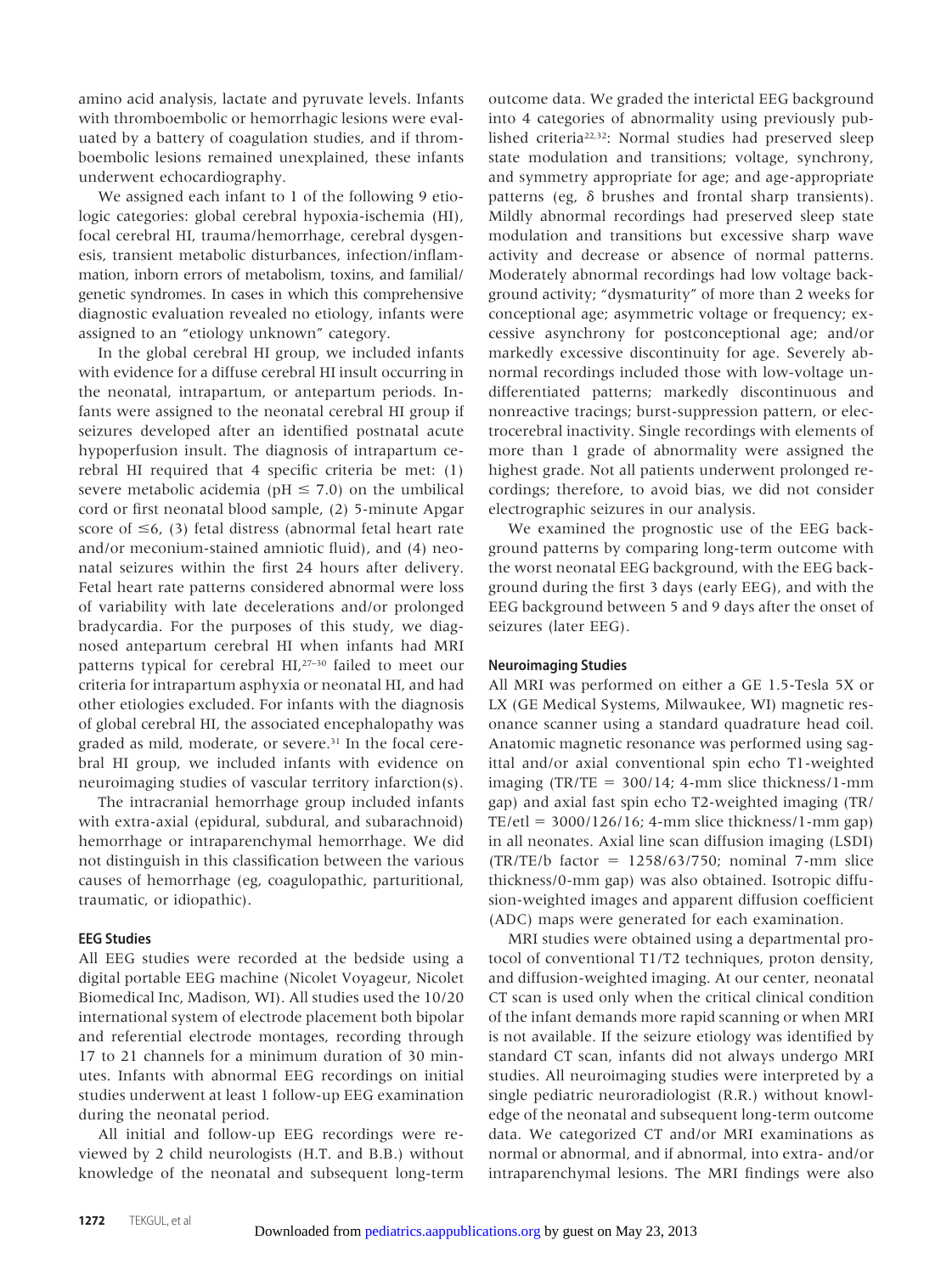amino acid analysis, lactate and pyruvate levels. Infants with thromboembolic or hemorrhagic lesions were evaluated by a battery of coagulation studies, and if thromboembolic lesions remained unexplained, these infants underwent echocardiography.

We assigned each infant to 1 of the following 9 etiologic categories: global cerebral hypoxia-ischemia (HI), focal cerebral HI, trauma/hemorrhage, cerebral dysgenesis, transient metabolic disturbances, infection/inflammation, inborn errors of metabolism, toxins, and familial/genetic syndromes. In cases in which this comprehensive diagnostic evaluation revealed no etiology, infants were assigned to an "etiology unknown" category.

In the global cerebral HI group, we included infants with evidence for a diffuse cerebral HI insult occurring in the neonatal, intrapartum, or antepartum periods. Infants were assigned to the neonatal cerebral HI group if seizures developed after an identified postnatal acute hypoperfusion insult. The diagnosis of intrapartum cerebral HI required that 4 specific criteria be met: (1) severe metabolic acidemia (pH $\leq$ 7.0) on the umbilical cord or first neonatal blood sample, (2) 5-minute Apgar score of $\leq$6, (3) fetal distress (abnormal fetal heart rate and/or meconium-stained amniotic fluid), and (4) neonatal seizures within the first 24 hours after delivery. Fetal heart rate patterns considered abnormal were loss of variability with late decelerations and/or prolonged bradycardia. For the purposes of this study, we diagnosed antepartum cerebral HI when infants had MRI patterns typical for cerebral HI,[27–30] failed to meet our criteria for intrapartum asphyxia or neonatal HI, and had other etiologies excluded. For infants with the diagnosis of global cerebral HI, the associated encephalopathy was graded as mild, moderate, or severe.[31] In the focal cerebral HI group, we included infants with evidence on neuroimaging studies of vascular territory infarction(s).

The intracranial hemorrhage group included infants with extra-axial (epidural, subdural, and subarachnoid) hemorrhage or intraparenchymal hemorrhage. We did not distinguish in this classification between the various causes of hemorrhage (eg, coagulopathic, parturitional, traumatic, or idiopathic).

### EEG Studies

All EEG studies were recorded at the bedside using a digital portable EEG machine (Nicolet Voyageur, Nicolet Biomedical Inc, Madison, WI). All studies used the 10/20 international system of electrode placement both bipolar and referential electrode montages, recording through 17 to 21 channels for a minimum duration of 30 minutes. Infants with abnormal EEG recordings on initial studies underwent at least 1 follow-up EEG examination during the neonatal period.

All initial and follow-up EEG recordings were reviewed by 2 child neurologists (H.T. and B.B.) without knowledge of the neonatal and subsequent long-term outcome data. We graded the interictal EEG background into 4 categories of abnormality using previously published criteria[22,32]: Normal studies had preserved sleep state modulation and transitions; voltage, synchrony, and symmetry appropriate for age; and age-appropriate patterns (eg, δ brushes and frontal sharp transients). Mildly abnormal recordings had preserved sleep state modulation and transitions but excessive sharp wave activity and decrease or absence of normal patterns. Moderately abnormal recordings had low voltage background activity; "dysmaturity" of more than 2 weeks for conceptional age; asymmetric voltage or frequency; excessive asynchrony for postconceptional age; and/or markedly excessive discontinuity for age. Severely abnormal recordings included those with low-voltage undifferentiated patterns; markedly discontinuous and nonreactive tracings; burst-suppression pattern, or electrocerebral inactivity. Single recordings with elements of more than 1 grade of abnormality were assigned the highest grade. Not all patients underwent prolonged recordings; therefore, to avoid bias, we did not consider electrographic seizures in our analysis.

We examined the prognostic use of the EEG background patterns by comparing long-term outcome with the worst neonatal EEG background, with the EEG background during the first 3 days (early EEG), and with the EEG background between 5 and 9 days after the onset of seizures (later EEG).

### Neuroimaging Studies

All MRI was performed on either a GE 1.5-Tesla 5X or LX (GE Medical Systems, Milwaukee, WI) magnetic resonance scanner using a standard quadrature head coil. Anatomic magnetic resonance was performed using sagittal and/or axial conventional spin echo T1-weighted imaging (TR/TE = 300/14; 4-mm slice thickness/1-mm gap) and axial fast spin echo T2-weighted imaging (TR/TE/etl = 3000/126/16; 4-mm slice thickness/1-mm gap) in all neonates. Axial line scan diffusion imaging (LSDI) (TR/TE/b factor = 1258/63/750; nominal 7-mm slice thickness/0-mm gap) was also obtained. Isotropic diffusion-weighted images and apparent diffusion coefficient (ADC) maps were generated for each examination.

MRI studies were obtained using a departmental protocol of conventional T1/T2 techniques, proton density, and diffusion-weighted imaging. At our center, neonatal CT scan is used only when the critical clinical condition of the infant demands more rapid scanning or when MRI is not available. If the seizure etiology was identified by standard CT scan, infants did not always undergo MRI studies. All neuroimaging studies were interpreted by a single pediatric neuroradiologist (R.R.) without knowledge of the neonatal and subsequent long-term outcome data. We categorized CT and/or MRI examinations as normal or abnormal, and if abnormal, into extra- and/or intraparenchymal lesions. The MRI findings were also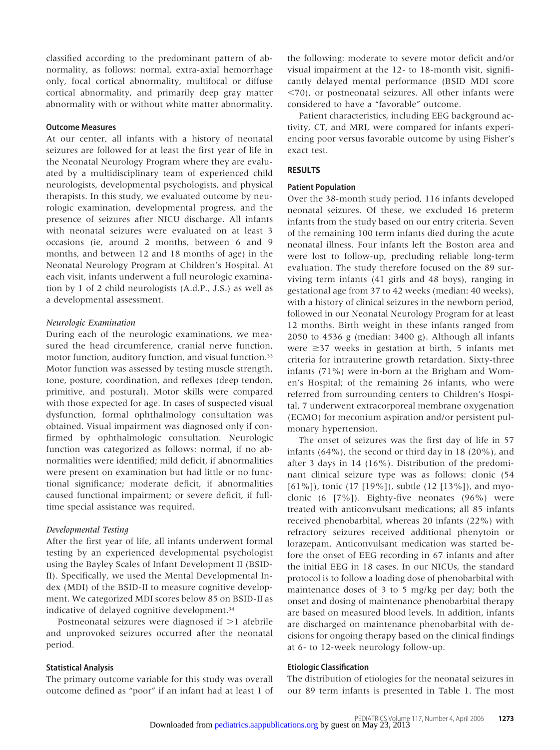classified according to the predominant pattern of abnormality, as follows: normal, extra-axial hemorrhage only, focal cortical abnormality, multifocal or diffuse cortical abnormality, and primarily deep gray matter abnormality with or without white matter abnormality.

### Outcome Measures

At our center, all infants with a history of neonatal seizures are followed for at least the first year of life in the Neonatal Neurology Program where they are evaluated by a multidisciplinary team of experienced child neurologists, developmental psychologists, and physical therapists. In this study, we evaluated outcome by neurologic examination, developmental progress, and the presence of seizures after NICU discharge. All infants with neonatal seizures were evaluated on at least 3 occasions (ie, around 2 months, between 6 and 9 months, and between 12 and 18 months of age) in the Neonatal Neurology Program at Children's Hospital. At each visit, infants underwent a full neurologic examination by 1 of 2 child neurologists (A.d.P., J.S.) as well as a developmental assessment.

#### *Neurologic Examination*

During each of the neurologic examinations, we measured the head circumference, cranial nerve function, motor function, auditory function, and visual function.[33] Motor function was assessed by testing muscle strength, tone, posture, coordination, and reflexes (deep tendon, primitive, and postural). Motor skills were compared with those expected for age. In cases of suspected visual dysfunction, formal ophthalmology consultation was obtained. Visual impairment was diagnosed only if confirmed by ophthalmologic consultation. Neurologic function was categorized as follows: normal, if no abnormalities were identified; mild deficit, if abnormalities were present on examination but had little or no functional significance; moderate deficit, if abnormalities caused functional impairment; or severe deficit, if full-time special assistance was required.

#### *Developmental Testing*

After the first year of life, all infants underwent formal testing by an experienced developmental psychologist using the Bayley Scales of Infant Development II (BSID-II). Specifically, we used the Mental Developmental Index (MDI) of the BSID-II to measure cognitive development. We categorized MDI scores below 85 on BSID-II as indicative of delayed cognitive development.[34]

Postneonatal seizures were diagnosed if >1 afebrile and unprovoked seizures occurred after the neonatal period.

### Statistical Analysis

The primary outcome variable for this study was overall outcome defined as "poor" if an infant had at least 1 of the following: moderate to severe motor deficit and/or visual impairment at the 12- to 18-month visit, significantly delayed mental performance (BSID MDI score <70), or postneonatal seizures. All other infants were considered to have a "favorable" outcome.

Patient characteristics, including EEG background activity, CT, and MRI, were compared for infants experiencing poor versus favorable outcome by using Fisher's exact test.

## RESULTS

### Patient Population

Over the 38-month study period, 116 infants developed neonatal seizures. Of these, we excluded 16 preterm infants from the study based on our entry criteria. Seven of the remaining 100 term infants died during the acute neonatal illness. Four infants left the Boston area and were lost to follow-up, precluding reliable long-term evaluation. The study therefore focused on the 89 surviving term infants (41 girls and 48 boys), ranging in gestational age from 37 to 42 weeks (median: 40 weeks), with a history of clinical seizures in the newborn period, followed in our Neonatal Neurology Program for at least 12 months. Birth weight in these infants ranged from 2050 to 4536 g (median: 3400 g). Although all infants were ≥37 weeks in gestation at birth, 5 infants met criteria for intrauterine growth retardation. Sixty-three infants (71%) were in-born at the Brigham and Women's Hospital; of the remaining 26 infants, who were referred from surrounding centers to Children's Hospital, 7 underwent extracorporeal membrane oxygenation (ECMO) for meconium aspiration and/or persistent pulmonary hypertension.

The onset of seizures was the first day of life in 57 infants (64%), the second or third day in 18 (20%), and after 3 days in 14 (16%). Distribution of the predominant clinical seizure type was as follows: clonic (54 [61%]), tonic (17 [19%]), subtle (12 [13%]), and myoclonic (6 [7%]). Eighty-five neonates (96%) were treated with anticonvulsant medications; all 85 infants received phenobarbital, whereas 20 infants (22%) with refractory seizures received additional phenytoin or lorazepam. Anticonvulsant medication was started before the onset of EEG recording in 67 infants and after the initial EEG in 18 cases. In our NICUs, the standard protocol is to follow a loading dose of phenobarbital with maintenance doses of 3 to 5 mg/kg per day; both the onset and dosing of maintenance phenobarbital therapy are based on measured blood levels. In addition, infants are discharged on maintenance phenobarbital with decisions for ongoing therapy based on the clinical findings at 6- to 12-week neurology follow-up.

### Etiologic Classification

The distribution of etiologies for the neonatal seizures in our 89 term infants is presented in Table 1. The most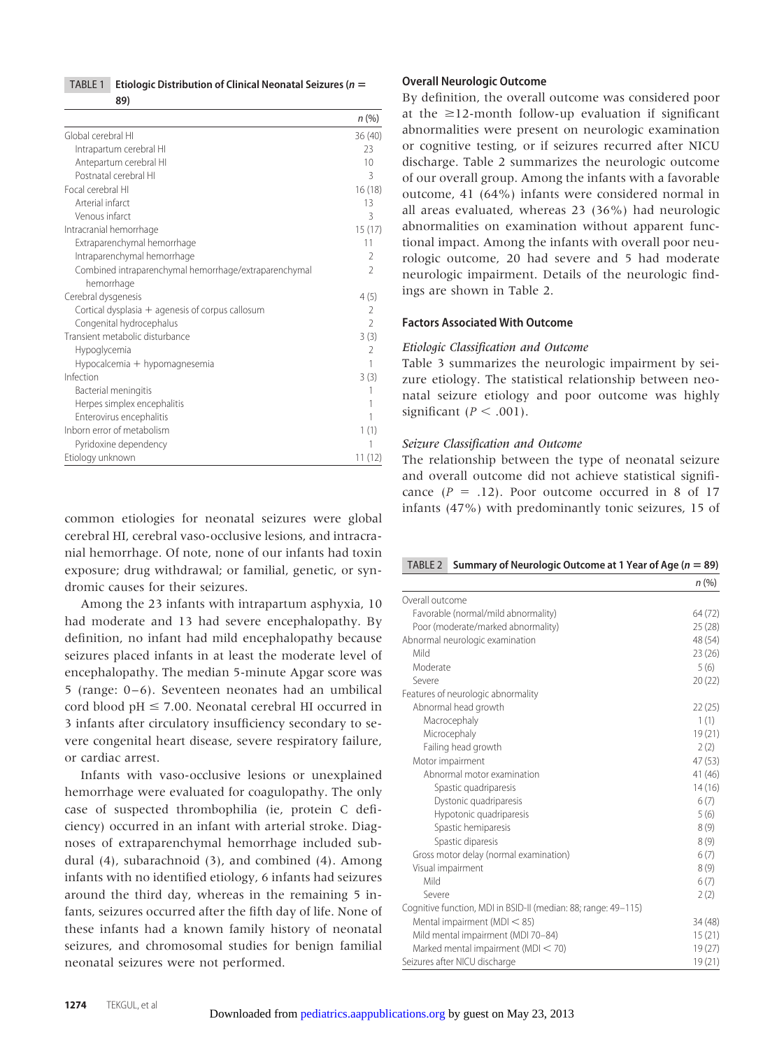TABLE 1 Etiologic Distribution of Clinical Neonatal Seizures ($n$ = 89)

| | $n$ (%) |
|---|---|
| Global cerebral HI | 36 (40) |
| Intrapartum cerebral HI | 23 |
| Antepartum cerebral HI | 10 |
| Postnatal cerebral HI | 3 |
| Focal cerebral HI | 16 (18) |
| Arterial infarct | 13 |
| Venous infarct | 3 |
| Intracranial hemorrhage | 15 (17) |
| Extraparenchymal hemorrhage | 11 |
| Intraparenchymal hemorrhage | 2 |
| Combined intraparenchymal hemorrhage/extraparenchymal hemorrhage | 2 |
| Cerebral dysgenesis | 4 (5) |
| Cortical dysplasia + agenesis of corpus callosum | 2 |
| Congenital hydrocephalus | 2 |
| Transient metabolic disturbance | 3 (3) |
| Hypoglycemia | 2 |
| Hypocalcemia + hypomagnesemia | 1 |
| Infection | 3 (3) |
| Bacterial meningitis | 1 |
| Herpes simplex encephalitis | 1 |
| Enterovirus encephalitis | 1 |
| Inborn error of metabolism | 1 (1) |
| Pyridoxine dependency | 1 |
| Etiology unknown | 11 (12) |

common etiologies for neonatal seizures were global cerebral HI, cerebral vaso-occlusive lesions, and intracranial hemorrhage. Of note, none of our infants had toxin exposure; drug withdrawal; or familial, genetic, or syndromic causes for their seizures.

Among the 23 infants with intrapartum asphyxia, 10 had moderate and 13 had severe encephalopathy. By definition, no infant had mild encephalopathy because seizures placed infants in at least the moderate level of encephalopathy. The median 5-minute Apgar score was 5 (range: 0–6). Seventeen neonates had an umbilical cord blood pH ≤ 7.00. Neonatal cerebral HI occurred in 3 infants after circulatory insufficiency secondary to severe congenital heart disease, severe respiratory failure, or cardiac arrest.

Infants with vaso-occlusive lesions or unexplained hemorrhage were evaluated for coagulopathy. The only case of suspected thrombophilia (ie, protein C deficiency) occurred in an infant with arterial stroke. Diagnoses of extraparenchymal hemorrhage included subdural (4), subarachnoid (3), and combined (4). Among infants with no identified etiology, 6 infants had seizures around the third day, whereas in the remaining 5 infants, seizures occurred after the fifth day of life. None of these infants had a known family history of neonatal seizures, and chromosomal studies for benign familial neonatal seizures were not performed.

### Overall Neurologic Outcome

By definition, the overall outcome was considered poor at the ≥12-month follow-up evaluation if significant abnormalities were present on neurologic examination or cognitive testing, or if seizures recurred after NICU discharge. Table 2 summarizes the neurologic outcome of our overall group. Among the infants with a favorable outcome, 41 (64%) infants were considered normal in all areas evaluated, whereas 23 (36%) had neurologic abnormalities on examination without apparent functional impact. Among the infants with overall poor neurologic outcome, 20 had severe and 5 had moderate neurologic impairment. Details of the neurologic findings are shown in Table 2.

### Factors Associated With Outcome

#### *Etiologic Classification and Outcome*

Table 3 summarizes the neurologic impairment by seizure etiology. The statistical relationship between neonatal seizure etiology and poor outcome was highly significant ($P < .001$).

#### *Seizure Classification and Outcome*

The relationship between the type of neonatal seizure and overall outcome did not achieve statistical significance ($P = .12$). Poor outcome occurred in 8 of 17 infants (47%) with predominantly tonic seizures, 15 of

TABLE 2 Summary of Neurologic Outcome at 1 Year of Age ($n$ = 89)

| | $n$ (%) |
|---|---|
| Overall outcome | |
| Favorable (normal/mild abnormality) | 64 (72) |
| Poor (moderate/marked abnormality) | 25 (28) |
| Abnormal neurologic examination | 48 (54) |
| Mild | 23 (26) |
| Moderate | 5 (6) |
| Severe | 20 (22) |
| Features of neurologic abnormality | |
| Abnormal head growth | 22 (25) |
| Macrocephaly | 1 (1) |
| Microcephaly | 19 (21) |
| Failing head growth | 2 (2) |
| Motor impairment | 47 (53) |
| Abnormal motor examination | 41 (46) |
| Spastic quadriparesis | 14 (16) |
| Dystonic quadriparesis | 6 (7) |
| Hypotonic quadriparesis | 5 (6) |
| Spastic hemiparesis | 8 (9) |
| Spastic diparesis | 8 (9) |
| Gross motor delay (normal examination) | 6 (7) |
| Visual impairment | 8 (9) |
| Mild | 6 (7) |
| Severe | 2 (2) |
| Cognitive function, MDI in BSID-II (median: 88; range: 49–115) | |
| Mental impairment (MDI < 85) | 34 (48) |
| Mild mental impairment (MDI 70–84) | 15 (21) |
| Marked mental impairment (MDI < 70) | 19 (27) |
| Seizures after NICU discharge | 19 (21) |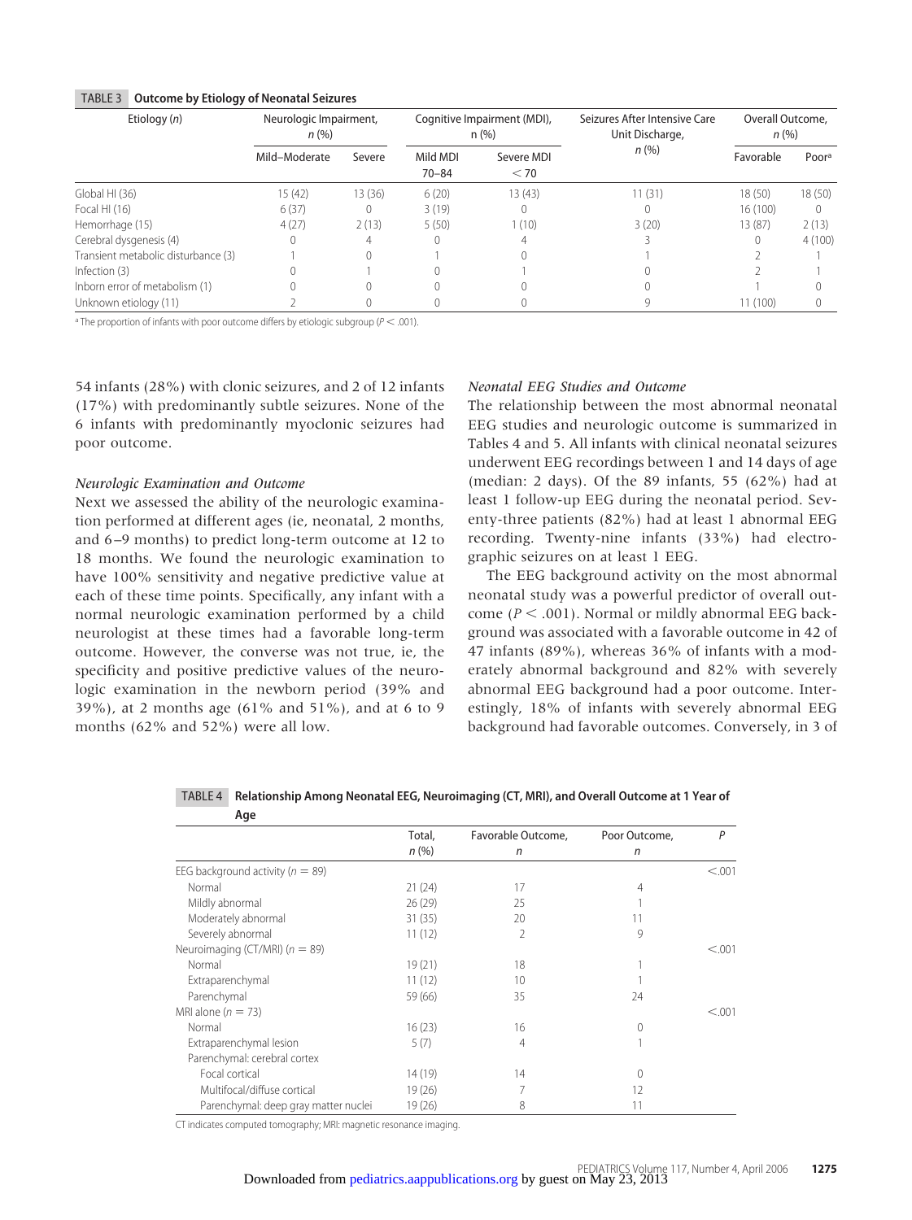**TABLE 3 Outcome by Etiology of Neonatal Seizures**

| Etiology (*n*) | Neurologic Impairment, *n* (%) | | Cognitive Impairment (MDI), *n* (%) | | Seizures After Intensive Care Unit Discharge, *n* (%) | Overall Outcome, *n* (%) | |
|---|---|---|---|---|---|---|---|
| | Mild–Moderate | Severe | Mild MDI 70–84 | Severe MDI <70 | | Favorable | Poor[a] |
| Global HI (36) | 15 (42) | 13 (36) | 6 (20) | 13 (43) | 11 (31) | 18 (50) | 18 (50) |
| Focal HI (16) | 6 (37) | 0 | 3 (19) | 0 | 0 | 16 (100) | 0 |
| Hemorrhage (15) | 4 (27) | 2 (13) | 5 (50) | 1 (10) | 3 (20) | 13 (87) | 2 (13) |
| Cerebral dysgenesis (4) | 0 | 4 | 0 | 4 | 3 | 0 | 4 (100) |
| Transient metabolic disturbance (3) | 1 | 0 | 1 | 0 | 1 | 2 | 1 |
| Infection (3) | 0 | 1 | 0 | 1 | 0 | 2 | 1 |
| Inborn error of metabolism (1) | 0 | 0 | 0 | 0 | 0 | 1 | 0 |
| Unknown etiology (11) | 2 | 0 | 0 | 0 | 9 | 11 (100) | 0 |

[a] The proportion of infants with poor outcome differs by etiologic subgroup ($P < .001$).

54 infants (28%) with clonic seizures, and 2 of 12 infants (17%) with predominantly subtle seizures. None of the 6 infants with predominantly myoclonic seizures had poor outcome.

### *Neurologic Examination and Outcome*

Next we assessed the ability of the neurologic examination performed at different ages (ie, neonatal, 2 months, and 6–9 months) to predict long-term outcome at 12 to 18 months. We found the neurologic examination to have 100% sensitivity and negative predictive value at each of these time points. Specifically, any infant with a normal neurologic examination performed by a child neurologist at these times had a favorable long-term outcome. However, the converse was not true, ie, the specificity and positive predictive values of the neurologic examination in the newborn period (39% and 39%), at 2 months age (61% and 51%), and at 6 to 9 months (62% and 52%) were all low.

### *Neonatal EEG Studies and Outcome*

The relationship between the most abnormal neonatal EEG studies and neurologic outcome is summarized in Tables 4 and 5. All infants with clinical neonatal seizures underwent EEG recordings between 1 and 14 days of age (median: 2 days). Of the 89 infants, 55 (62%) had at least 1 follow-up EEG during the neonatal period. Seventy-three patients (82%) had at least 1 abnormal EEG recording. Twenty-nine infants (33%) had electrographic seizures on at least 1 EEG.

The EEG background activity on the most abnormal neonatal study was a powerful predictor of overall outcome ($P < .001$). Normal or mildly abnormal EEG background was associated with a favorable outcome in 42 of 47 infants (89%), whereas 36% of infants with a moderately abnormal background and 82% with severely abnormal EEG background had a poor outcome. Interestingly, 18% of infants with severely abnormal EEG background had favorable outcomes. Conversely, in 3 of

**TABLE 4 Relationship Among Neonatal EEG, Neuroimaging (CT, MRI), and Overall Outcome at 1 Year of Age**

| | Total, *n* (%) | Favorable Outcome, *n* | Poor Outcome, *n* | *P* |
|---|---|---|---|---|
| EEG background activity ($n = 89$) | | | | <.001 |
| Normal | 21 (24) | 17 | 4 | |
| Mildly abnormal | 26 (29) | 25 | 1 | |
| Moderately abnormal | 31 (35) | 20 | 11 | |
| Severely abnormal | 11 (12) | 2 | 9 | |
| Neuroimaging (CT/MRI) ($n = 89$) | | | | <.001 |
| Normal | 19 (21) | 18 | 1 | |
| Extraparenchymal | 11 (12) | 10 | 1 | |
| Parenchymal | 59 (66) | 35 | 24 | |
| MRI alone ($n = 73$) | | | | <.001 |
| Normal | 16 (23) | 16 | 0 | |
| Extraparenchymal lesion | 5 (7) | 4 | 1 | |
| Parenchymal: cerebral cortex | | | | |
| Focal cortical | 14 (19) | 14 | 0 | |
| Multifocal/diffuse cortical | 19 (26) | 7 | 12 | |
| Parenchymal: deep gray matter nuclei | 19 (26) | 8 | 11 | |

CT indicates computed tomography; MRI: magnetic resonance imaging.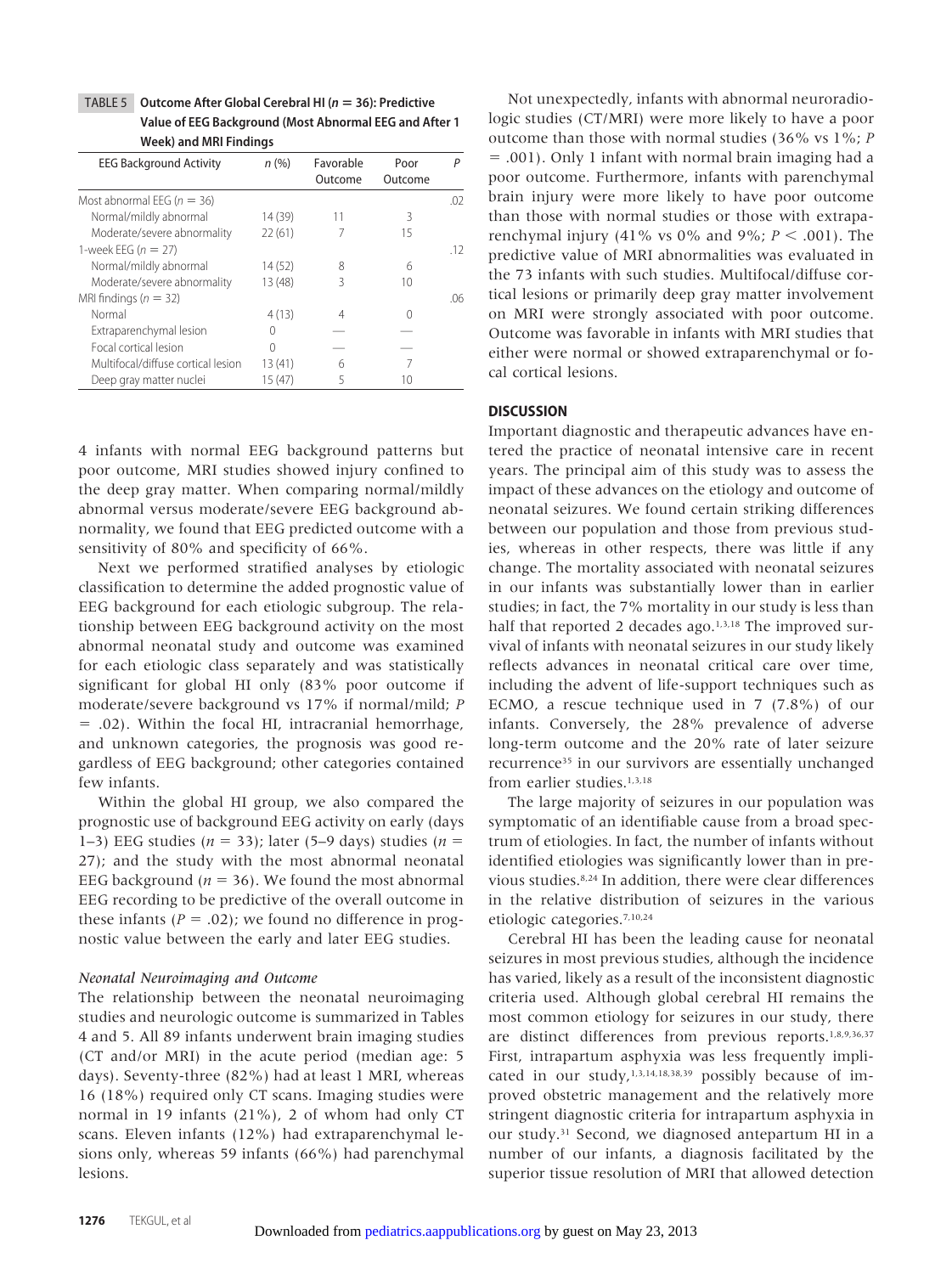**TABLE 5 Outcome After Global Cerebral HI ($n$ = 36): Predictive Value of EEG Background (Most Abnormal EEG and After 1 Week) and MRI Findings**

| EEG Background Activity | $n$ (%) | Favorable Outcome | Poor Outcome | $P$ |
|---|---|---|---|---|
| Most abnormal EEG ($n$ = 36) | | | | .02 |
| Normal/mildly abnormal | 14 (39) | 11 | 3 | |
| Moderate/severe abnormality | 22 (61) | 7 | 15 | |
| 1-week EEG ($n$ = 27) | | | | .12 |
| Normal/mildly abnormal | 14 (52) | 8 | 6 | |
| Moderate/severe abnormality | 13 (48) | 3 | 10 | |
| MRI findings ($n$ = 32) | | | | .06 |
| Normal | 4 (13) | 4 | 0 | |
| Extraparenchymal lesion | 0 | — | — | |
| Focal cortical lesion | 0 | — | — | |
| Multifocal/diffuse cortical lesion | 13 (41) | 6 | 7 | |
| Deep gray matter nuclei | 15 (47) | 5 | 10 | |

4 infants with normal EEG background patterns but poor outcome, MRI studies showed injury confined to the deep gray matter. When comparing normal/mildly abnormal versus moderate/severe EEG background abnormality, we found that EEG predicted outcome with a sensitivity of 80% and specificity of 66%.

Next we performed stratified analyses by etiologic classification to determine the added prognostic value of EEG background for each etiologic subgroup. The relationship between EEG background activity on the most abnormal neonatal study and outcome was examined for each etiologic class separately and was statistically significant for global HI only (83% poor outcome if moderate/severe background vs 17% if normal/mild; $P$ = .02). Within the focal HI, intracranial hemorrhage, and unknown categories, the prognosis was good regardless of EEG background; other categories contained few infants.

Within the global HI group, we also compared the prognostic use of background EEG activity on early (days 1–3) EEG studies ($n$ = 33); later (5–9 days) studies ($n$ = 27); and the study with the most abnormal neonatal EEG background ($n$ = 36). We found the most abnormal EEG recording to be predictive of the overall outcome in these infants ($P$ = .02); we found no difference in prognostic value between the early and later EEG studies.

*Neonatal Neuroimaging and Outcome*

The relationship between the neonatal neuroimaging studies and neurologic outcome is summarized in Tables 4 and 5. All 89 infants underwent brain imaging studies (CT and/or MRI) in the acute period (median age: 5 days). Seventy-three (82%) had at least 1 MRI, whereas 16 (18%) required only CT scans. Imaging studies were normal in 19 infants (21%), 2 of whom had only CT scans. Eleven infants (12%) had extraparenchymal lesions only, whereas 59 infants (66%) had parenchymal lesions.

Not unexpectedly, infants with abnormal neuroradiologic studies (CT/MRI) were more likely to have a poor outcome than those with normal studies (36% vs 1%; $P$ = .001). Only 1 infant with normal brain imaging had a poor outcome. Furthermore, infants with parenchymal brain injury were more likely to have poor outcome than those with normal studies or those with extraparenchymal injury (41% vs 0% and 9%; $P < .001$). The predictive value of MRI abnormalities was evaluated in the 73 infants with such studies. Multifocal/diffuse cortical lesions or primarily deep gray matter involvement on MRI were strongly associated with poor outcome. Outcome was favorable in infants with MRI studies that either were normal or showed extraparenchymal or focal cortical lesions.

## DISCUSSION

Important diagnostic and therapeutic advances have entered the practice of neonatal intensive care in recent years. The principal aim of this study was to assess the impact of these advances on the etiology and outcome of neonatal seizures. We found certain striking differences between our population and those from previous studies, whereas in other respects, there was little if any change. The mortality associated with neonatal seizures in our infants was substantially lower than in earlier studies; in fact, the 7% mortality in our study is less than half that reported 2 decades ago.[1,3,18] The improved survival of infants with neonatal seizures in our study likely reflects advances in neonatal critical care over time, including the advent of life-support techniques such as ECMO, a rescue technique used in 7 (7.8%) of our infants. Conversely, the 28% prevalence of adverse long-term outcome and the 20% rate of later seizure recurrence[35] in our survivors are essentially unchanged from earlier studies.[1,3,18]

The large majority of seizures in our population was symptomatic of an identifiable cause from a broad spectrum of etiologies. In fact, the number of infants without identified etiologies was significantly lower than in previous studies.[8,24] In addition, there were clear differences in the relative distribution of seizures in the various etiologic categories.[7,10,24]

Cerebral HI has been the leading cause for neonatal seizures in most previous studies, although the incidence has varied, likely as a result of the inconsistent diagnostic criteria used. Although global cerebral HI remains the most common etiology for seizures in our study, there are distinct differences from previous reports.[1,8,9,36,37] First, intrapartum asphyxia was less frequently implicated in our study,[1,3,14,18,38,39] possibly because of improved obstetric management and the relatively more stringent diagnostic criteria for intrapartum asphyxia in our study.[31] Second, we diagnosed antepartum HI in a number of our infants, a diagnosis facilitated by the superior tissue resolution of MRI that allowed detection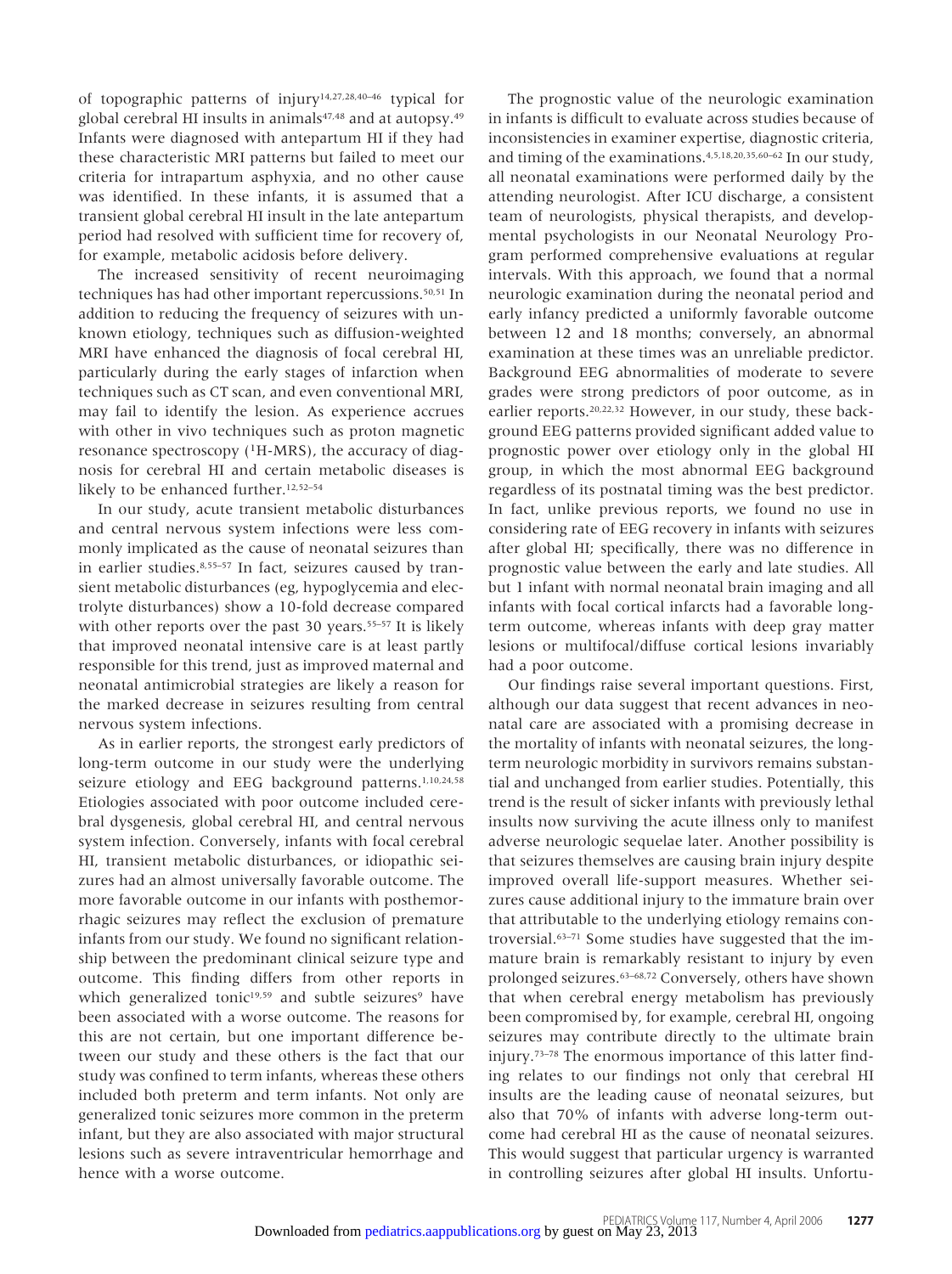of topographic patterns of injury[14,27,28,40–46] typical for global cerebral HI insults in animals[47,48] and at autopsy.[49] Infants were diagnosed with antepartum HI if they had these characteristic MRI patterns but failed to meet our criteria for intrapartum asphyxia, and no other cause was identified. In these infants, it is assumed that a transient global cerebral HI insult in the late antepartum period had resolved with sufficient time for recovery of, for example, metabolic acidosis before delivery.

The increased sensitivity of recent neuroimaging techniques has had other important repercussions.[50,51] In addition to reducing the frequency of seizures with unknown etiology, techniques such as diffusion-weighted MRI have enhanced the diagnosis of focal cerebral HI, particularly during the early stages of infarction when techniques such as CT scan, and even conventional MRI, may fail to identify the lesion. As experience accrues with other in vivo techniques such as proton magnetic resonance spectroscopy ($^{1}$H-MRS), the accuracy of diagnosis for cerebral HI and certain metabolic diseases is likely to be enhanced further.[12,52–54]

In our study, acute transient metabolic disturbances and central nervous system infections were less commonly implicated as the cause of neonatal seizures than in earlier studies.[8,55–57] In fact, seizures caused by transient metabolic disturbances (eg, hypoglycemia and electrolyte disturbances) show a 10-fold decrease compared with other reports over the past 30 years.[55–57] It is likely that improved neonatal intensive care is at least partly responsible for this trend, just as improved maternal and neonatal antimicrobial strategies are likely a reason for the marked decrease in seizures resulting from central nervous system infections.

As in earlier reports, the strongest early predictors of long-term outcome in our study were the underlying seizure etiology and EEG background patterns.[1,10,24,58] Etiologies associated with poor outcome included cerebral dysgenesis, global cerebral HI, and central nervous system infection. Conversely, infants with focal cerebral HI, transient metabolic disturbances, or idiopathic seizures had an almost universally favorable outcome. The more favorable outcome in our infants with posthemorrhagic seizures may reflect the exclusion of premature infants from our study. We found no significant relationship between the predominant clinical seizure type and outcome. This finding differs from other reports in which generalized tonic[19,59] and subtle seizures[9] have been associated with a worse outcome. The reasons for this are not certain, but one important difference between our study and these others is the fact that our study was confined to term infants, whereas these others included both preterm and term infants. Not only are generalized tonic seizures more common in the preterm infant, but they are also associated with major structural lesions such as severe intraventricular hemorrhage and hence with a worse outcome.

The prognostic value of the neurologic examination in infants is difficult to evaluate across studies because of inconsistencies in examiner expertise, diagnostic criteria, and timing of the examinations.[4,5,18,20,35,60–62] In our study, all neonatal examinations were performed daily by the attending neurologist. After ICU discharge, a consistent team of neurologists, physical therapists, and developmental psychologists in our Neonatal Neurology Program performed comprehensive evaluations at regular intervals. With this approach, we found that a normal neurologic examination during the neonatal period and early infancy predicted a uniformly favorable outcome between 12 and 18 months; conversely, an abnormal examination at these times was an unreliable predictor. Background EEG abnormalities of moderate to severe grades were strong predictors of poor outcome, as in earlier reports.[20,22,32] However, in our study, these background EEG patterns provided significant added value to prognostic power over etiology only in the global HI group, in which the most abnormal EEG background regardless of its postnatal timing was the best predictor. In fact, unlike previous reports, we found no use in considering rate of EEG recovery in infants with seizures after global HI; specifically, there was no difference in prognostic value between the early and late studies. All but 1 infant with normal neonatal brain imaging and all infants with focal cortical infarcts had a favorable long-term outcome, whereas infants with deep gray matter lesions or multifocal/diffuse cortical lesions invariably had a poor outcome.

Our findings raise several important questions. First, although our data suggest that recent advances in neonatal care are associated with a promising decrease in the mortality of infants with neonatal seizures, the long-term neurologic morbidity in survivors remains substantial and unchanged from earlier studies. Potentially, this trend is the result of sicker infants with previously lethal insults now surviving the acute illness only to manifest adverse neurologic sequelae later. Another possibility is that seizures themselves are causing brain injury despite improved overall life-support measures. Whether seizures cause additional injury to the immature brain over that attributable to the underlying etiology remains controversial.[63–71] Some studies have suggested that the immature brain is remarkably resistant to injury by even prolonged seizures.[63–68,72] Conversely, others have shown that when cerebral energy metabolism has previously been compromised by, for example, cerebral HI, ongoing seizures may contribute directly to the ultimate brain injury.[73–78] The enormous importance of this latter finding relates to our findings not only that cerebral HI insults are the leading cause of neonatal seizures, but also that 70% of infants with adverse long-term outcome had cerebral HI as the cause of neonatal seizures. This would suggest that particular urgency is warranted in controlling seizures after global HI insults. Unfortu-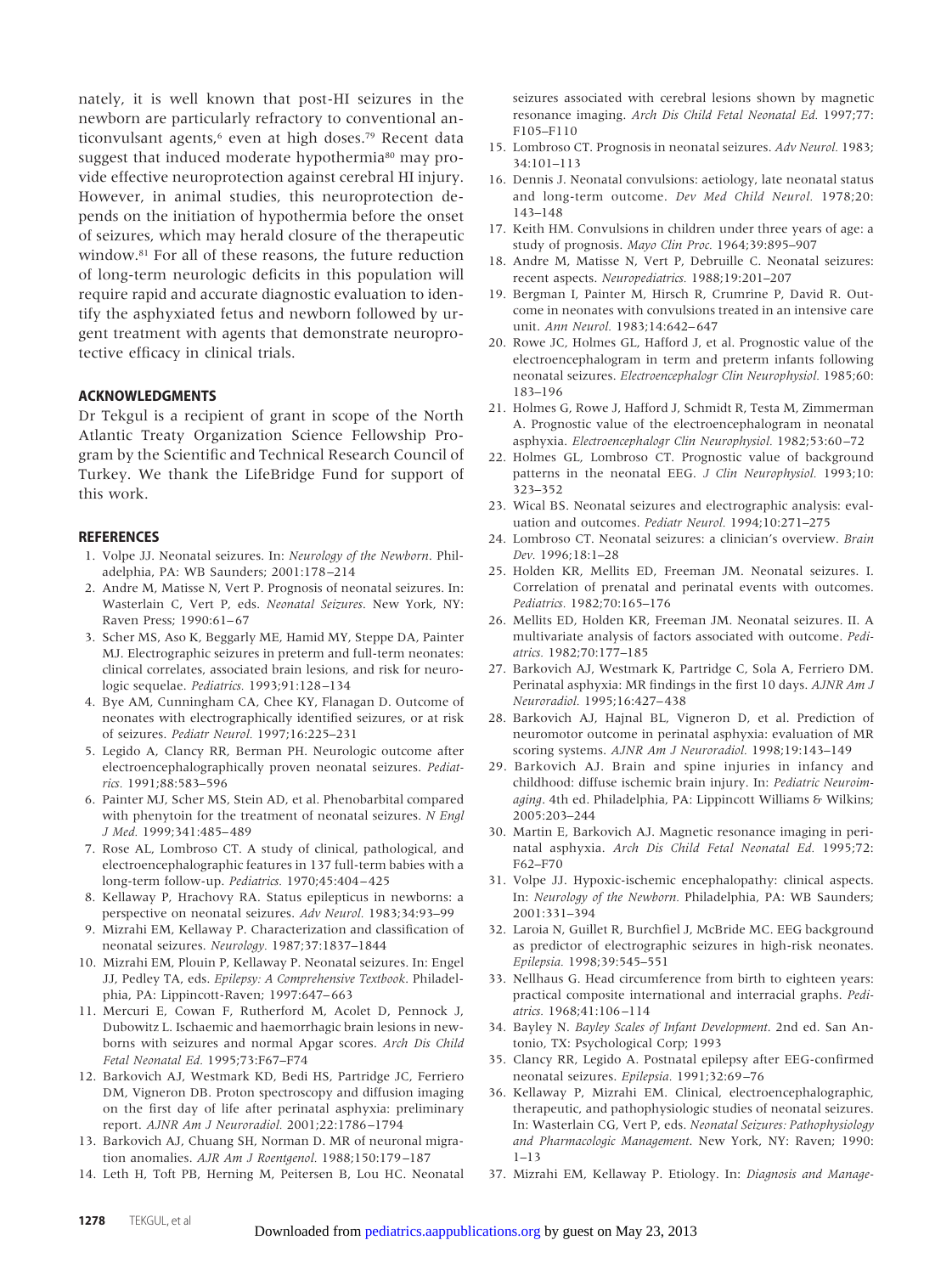nately, it is well known that post-HI seizures in the newborn are particularly refractory to conventional anticonvulsant agents,[6] even at high doses.[79] Recent data suggest that induced moderate hypothermia[80] may provide effective neuroprotection against cerebral HI injury. However, in animal studies, this neuroprotection depends on the initiation of hypothermia before the onset of seizures, which may herald closure of the therapeutic window.[81] For all of these reasons, the future reduction of long-term neurologic deficits in this population will require rapid and accurate diagnostic evaluation to identify the asphyxiated fetus and newborn followed by urgent treatment with agents that demonstrate neuroprotective efficacy in clinical trials.

## ACKNOWLEDGMENTS

Dr Tekgul is a recipient of grant in scope of the North Atlantic Treaty Organization Science Fellowship Program by the Scientific and Technical Research Council of Turkey. We thank the LifeBridge Fund for support of this work.

## REFERENCES

1. Volpe JJ. Neonatal seizures. In: *Neurology of the Newborn*. Philadelphia, PA: WB Saunders; 2001:178–214
2. Andre M, Matisse N, Vert P. Prognosis of neonatal seizures. In: Wasterlain C, Vert P, eds. *Neonatal Seizures*. New York, NY: Raven Press; 1990:61–67
3. Scher MS, Aso K, Beggarly ME, Hamid MY, Steppe DA, Painter MJ. Electrographic seizures in preterm and full-term neonates: clinical correlates, associated brain lesions, and risk for neurologic sequelae. *Pediatrics.* 1993;91:128–134
4. Bye AM, Cunningham CA, Chee KY, Flanagan D. Outcome of neonates with electrographically identified seizures, or at risk of seizures. *Pediatr Neurol.* 1997;16:225–231
5. Legido A, Clancy RR, Berman PH. Neurologic outcome after electroencephalographically proven neonatal seizures. *Pediatrics.* 1991;88:583–596
6. Painter MJ, Scher MS, Stein AD, et al. Phenobarbital compared with phenytoin for the treatment of neonatal seizures. *N Engl J Med.* 1999;341:485–489
7. Rose AL, Lombroso CT. A study of clinical, pathological, and electroencephalographic features in 137 full-term babies with a long-term follow-up. *Pediatrics.* 1970;45:404–425
8. Kellaway P, Hrachovy RA. Status epilepticus in newborns: a perspective on neonatal seizures. *Adv Neurol.* 1983;34:93–99
9. Mizrahi EM, Kellaway P. Characterization and classification of neonatal seizures. *Neurology.* 1987;37:1837–1844
10. Mizrahi EM, Plouin P, Kellaway P. Neonatal seizures. In: Engel JJ, Pedley TA, eds. *Epilepsy: A Comprehensive Textbook*. Philadelphia, PA: Lippincott-Raven; 1997:647–663
11. Mercuri E, Cowan F, Rutherford M, Acolet D, Pennock J, Dubowitz L. Ischaemic and haemorrhagic brain lesions in newborns with seizures and normal Apgar scores. *Arch Dis Child Fetal Neonatal Ed.* 1995;73:F67–F74
12. Barkovich AJ, Westmark KD, Bedi HS, Partridge JC, Ferriero DM, Vigneron DB. Proton spectroscopy and diffusion imaging on the first day of life after perinatal asphyxia: preliminary report. *AJNR Am J Neuroradiol.* 2001;22:1786–1794
13. Barkovich AJ, Chuang SH, Norman D. MR of neuronal migration anomalies. *AJR Am J Roentgenol.* 1988;150:179–187
14. Leth H, Toft PB, Herning M, Peitersen B, Lou HC. Neonatal seizures associated with cerebral lesions shown by magnetic resonance imaging. *Arch Dis Child Fetal Neonatal Ed.* 1997;77:F105–F110
15. Lombroso CT. Prognosis in neonatal seizures. *Adv Neurol.* 1983;34:101–113
16. Dennis J. Neonatal convulsions: aetiology, late neonatal status and long-term outcome. *Dev Med Child Neurol.* 1978;20:143–148
17. Keith HM. Convulsions in children under three years of age: a study of prognosis. *Mayo Clin Proc.* 1964;39:895–907
18. Andre M, Matisse N, Vert P, Debruille C. Neonatal seizures: recent aspects. *Neuropediatrics.* 1988;19:201–207
19. Bergman I, Painter M, Hirsch R, Crumrine P, David R. Outcome in neonates with convulsions treated in an intensive care unit. *Ann Neurol.* 1983;14:642–647
20. Rowe JC, Holmes GL, Hafford J, et al. Prognostic value of the electroencephalogram in term and preterm infants following neonatal seizures. *Electroencephalogr Clin Neurophysiol.* 1985;60:183–196
21. Holmes G, Rowe J, Hafford J, Schmidt R, Testa M, Zimmerman A. Prognostic value of the electroencephalogram in neonatal asphyxia. *Electroencephalogr Clin Neurophysiol.* 1982;53:60–72
22. Holmes GL, Lombroso CT. Prognostic value of background patterns in the neonatal EEG. *J Clin Neurophysiol.* 1993;10:323–352
23. Wical BS. Neonatal seizures and electrographic analysis: evaluation and outcomes. *Pediatr Neurol.* 1994;10:271–275
24. Lombroso CT. Neonatal seizures: a clinician's overview. *Brain Dev.* 1996;18:1–28
25. Holden KR, Mellits ED, Freeman JM. Neonatal seizures. I. Correlation of prenatal and perinatal events with outcomes. *Pediatrics.* 1982;70:165–176
26. Mellits ED, Holden KR, Freeman JM. Neonatal seizures. II. A multivariate analysis of factors associated with outcome. *Pediatrics.* 1982;70:177–185
27. Barkovich AJ, Westmark K, Partridge C, Sola A, Ferriero DM. Perinatal asphyxia: MR findings in the first 10 days. *AJNR Am J Neuroradiol.* 1995;16:427–438
28. Barkovich AJ, Hajnal BL, Vigneron D, et al. Prediction of neuromotor outcome in perinatal asphyxia: evaluation of MR scoring systems. *AJNR Am J Neuroradiol.* 1998;19:143–149
29. Barkovich AJ. Brain and spine injuries in infancy and childhood: diffuse ischemic brain injury. In: *Pediatric Neuroimaging*. 4th ed. Philadelphia, PA: Lippincott Williams & Wilkins; 2005:203–244
30. Martin E, Barkovich AJ. Magnetic resonance imaging in perinatal asphyxia. *Arch Dis Child Fetal Neonatal Ed.* 1995;72:F62–F70
31. Volpe JJ. Hypoxic-ischemic encephalopathy: clinical aspects. In: *Neurology of the Newborn.* Philadelphia, PA: WB Saunders; 2001:331–394
32. Laroia N, Guillet R, Burchfiel J, McBride MC. EEG background as predictor of electrographic seizures in high-risk neonates. *Epilepsia.* 1998;39:545–551
33. Nellhaus G. Head circumference from birth to eighteen years: practical composite international and interracial graphs. *Pediatrics.* 1968;41:106–114
34. Bayley N. *Bayley Scales of Infant Development*. 2nd ed. San Antonio, TX: Psychological Corp; 1993
35. Clancy RR, Legido A. Postnatal epilepsy after EEG-confirmed neonatal seizures. *Epilepsia.* 1991;32:69–76
36. Kellaway P, Mizrahi EM. Clinical, electroencephalographic, therapeutic, and pathophysiologic studies of neonatal seizures. In: Wasterlain CG, Vert P, eds. *Neonatal Seizures: Pathophysiology and Pharmacologic Management*. New York, NY: Raven; 1990:1–13
37. Mizrahi EM, Kellaway P. Etiology. In: *Diagnosis and Manage-*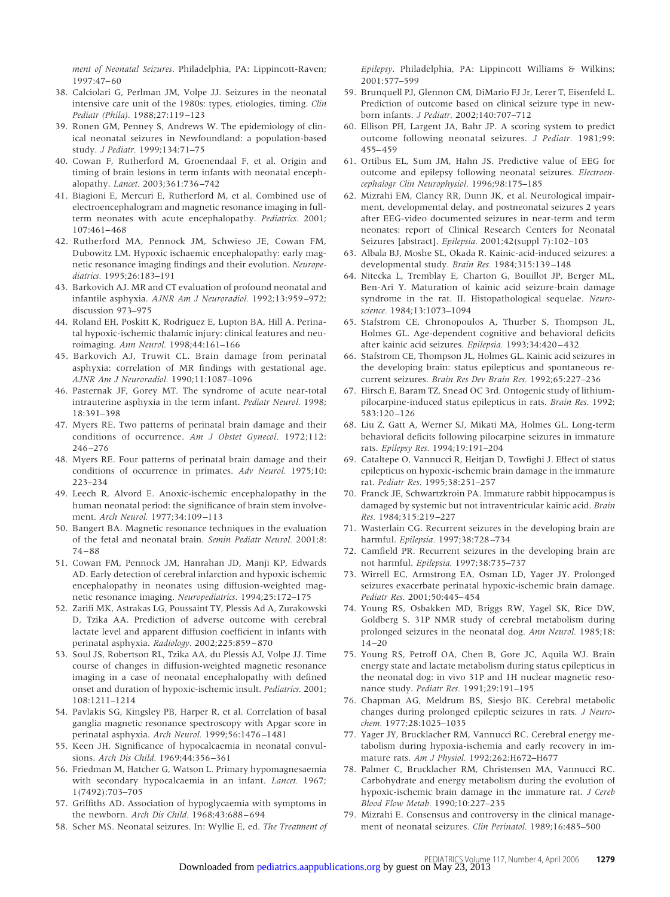*ment of Neonatal Seizures*. Philadelphia, PA: Lippincott-Raven; 1997:47–60

38. Calciolari G, Perlman JM, Volpe JJ. Seizures in the neonatal intensive care unit of the 1980s: types, etiologies, timing. *Clin Pediatr (Phila).* 1988;27:119–123
39. Ronen GM, Penney S, Andrews W. The epidemiology of clinical neonatal seizures in Newfoundland: a population-based study. *J Pediatr.* 1999;134:71–75
40. Cowan F, Rutherford M, Groenendaal F, et al. Origin and timing of brain lesions in term infants with neonatal encephalopathy. *Lancet.* 2003;361:736–742
41. Biagioni E, Mercuri E, Rutherford M, et al. Combined use of electroencephalogram and magnetic resonance imaging in full-term neonates with acute encephalopathy. *Pediatrics.* 2001;107:461–468
42. Rutherford MA, Pennock JM, Schwieso JE, Cowan FM, Dubowitz LM. Hypoxic ischaemic encephalopathy: early magnetic resonance imaging findings and their evolution. *Neuropediatrics.* 1995;26:183–191
43. Barkovich AJ. MR and CT evaluation of profound neonatal and infantile asphyxia. *AJNR Am J Neuroradiol.* 1992;13:959–972; discussion 973–975
44. Roland EH, Poskitt K, Rodriguez E, Lupton BA, Hill A. Perinatal hypoxic-ischemic thalamic injury: clinical features and neuroimaging. *Ann Neurol.* 1998;44:161–166
45. Barkovich AJ, Truwit CL. Brain damage from perinatal asphyxia: correlation of MR findings with gestational age. *AJNR Am J Neuroradiol.* 1990;11:1087–1096
46. Pasternak JF, Gorey MT. The syndrome of acute near-total intrauterine asphyxia in the term infant. *Pediatr Neurol.* 1998;18:391–398
47. Myers RE. Two patterns of perinatal brain damage and their conditions of occurrence. *Am J Obstet Gynecol.* 1972;112:246–276
48. Myers RE. Four patterns of perinatal brain damage and their conditions of occurrence in primates. *Adv Neurol.* 1975;10:223–234
49. Leech R, Alvord E. Anoxic-ischemic encephalopathy in the human neonatal period: the significance of brain stem involvement. *Arch Neurol.* 1977;34:109–113
50. Bangert BA. Magnetic resonance techniques in the evaluation of the fetal and neonatal brain. *Semin Pediatr Neurol.* 2001;8:74–88
51. Cowan FM, Pennock JM, Hanrahan JD, Manji KP, Edwards AD. Early detection of cerebral infarction and hypoxic ischemic encephalopathy in neonates using diffusion-weighted magnetic resonance imaging. *Neuropediatrics.* 1994;25:172–175
52. Zarifi MK, Astrakas LG, Poussaint TY, Plessis Ad A, Zurakowski D, Tzika AA. Prediction of adverse outcome with cerebral lactate level and apparent diffusion coefficient in infants with perinatal asphyxia. *Radiology.* 2002;225:859–870
53. Soul JS, Robertson RL, Tzika AA, du Plessis AJ, Volpe JJ. Time course of changes in diffusion-weighted magnetic resonance imaging in a case of neonatal encephalopathy with defined onset and duration of hypoxic-ischemic insult. *Pediatrics.* 2001;108:1211–1214
54. Pavlakis SG, Kingsley PB, Harper R, et al. Correlation of basal ganglia magnetic resonance spectroscopy with Apgar score in perinatal asphyxia. *Arch Neurol.* 1999;56:1476–1481
55. Keen JH. Significance of hypocalcaemia in neonatal convulsions. *Arch Dis Child.* 1969;44:356–361
56. Friedman M, Hatcher G, Watson L. Primary hypomagnesaemia with secondary hypocalcaemia in an infant. *Lancet.* 1967;1(7492):703–705
57. Griffiths AD. Association of hypoglycaemia with symptoms in the newborn. *Arch Dis Child.* 1968;43:688–694
58. Scher MS. Neonatal seizures. In: Wyllie E, ed. *The Treatment of Epilepsy*. Philadelphia, PA: Lippincott Williams & Wilkins; 2001:577–599
59. Brunquell PJ, Glennon CM, DiMario FJ Jr, Lerer T, Eisenfeld L. Prediction of outcome based on clinical seizure type in newborn infants. *J Pediatr.* 2002;140:707–712
60. Ellison PH, Largent JA, Bahr JP. A scoring system to predict outcome following neonatal seizures. *J Pediatr.* 1981;99:455–459
61. Ortibus EL, Sum JM, Hahn JS. Predictive value of EEG for outcome and epilepsy following neonatal seizures. *Electroencephalogr Clin Neurophysiol.* 1996;98:175–185
62. Mizrahi EM, Clancy RR, Dunn JK, et al. Neurological impairment, developmental delay, and postneonatal seizures 2 years after EEG-video documented seizures in near-term and term neonates: report of Clinical Research Centers for Neonatal Seizures [abstract]. *Epilepsia.* 2001;42(suppl 7):102–103
63. Albala BJ, Moshe SL, Okada R. Kainic-acid-induced seizures: a developmental study. *Brain Res.* 1984;315:139–148
64. Nitecka L, Tremblay E, Charton G, Bouillot JP, Berger ML, Ben-Ari Y. Maturation of kainic acid seizure-brain damage syndrome in the rat. II. Histopathological sequelae. *Neuroscience.* 1984;13:1073–1094
65. Stafstrom CE, Chronopoulos A, Thurber S, Thompson JL, Holmes GL. Age-dependent cognitive and behavioral deficits after kainic acid seizures. *Epilepsia.* 1993;34:420–432
66. Stafstrom CE, Thompson JL, Holmes GL. Kainic acid seizures in the developing brain: status epilepticus and spontaneous recurrent seizures. *Brain Res Dev Brain Res.* 1992;65:227–236
67. Hirsch E, Baram TZ, Snead OC 3rd. Ontogenic study of lithium-pilocarpine-induced status epilepticus in rats. *Brain Res.* 1992;583:120–126
68. Liu Z, Gatt A, Werner SJ, Mikati MA, Holmes GL. Long-term behavioral deficits following pilocarpine seizures in immature rats. *Epilepsy Res.* 1994;19:191–204
69. Cataltepe O, Vannucci R, Heitjan D, Towfighi J. Effect of status epilepticus on hypoxic-ischemic brain damage in the immature rat. *Pediatr Res.* 1995;38:251–257
70. Franck JE, Schwartzkroin PA. Immature rabbit hippocampus is damaged by systemic but not intraventricular kainic acid. *Brain Res.* 1984;315:219–227
71. Wasterlain CG. Recurrent seizures in the developing brain are harmful. *Epilepsia.* 1997;38:728–734
72. Camfield PR. Recurrent seizures in the developing brain are not harmful. *Epilepsia.* 1997;38:735–737
73. Wirrell EC, Armstrong EA, Osman LD, Yager JY. Prolonged seizures exacerbate perinatal hypoxic-ischemic brain damage. *Pediatr Res.* 2001;50:445–454
74. Young RS, Osbakken MD, Briggs RW, Yagel SK, Rice DW, Goldberg S. 31P NMR study of cerebral metabolism during prolonged seizures in the neonatal dog. *Ann Neurol.* 1985;18:14–20
75. Young RS, Petroff OA, Chen B, Gore JC, Aquila WJ. Brain energy state and lactate metabolism during status epilepticus in the neonatal dog: in vivo 31P and 1H nuclear magnetic resonance study. *Pediatr Res.* 1991;29:191–195
76. Chapman AG, Meldrum BS, Siesjo BK. Cerebral metabolic changes during prolonged epileptic seizures in rats. *J Neurochem.* 1977;28:1025–1035
77. Yager JY, Brucklacher RM, Vannucci RC. Cerebral energy metabolism during hypoxia-ischemia and early recovery in immature rats. *Am J Physiol.* 1992;262:H672–H677
78. Palmer C, Brucklacher RM, Christensen MA, Vannucci RC. Carbohydrate and energy metabolism during the evolution of hypoxic-ischemic brain damage in the immature rat. *J Cereb Blood Flow Metab.* 1990;10:227–235
79. Mizrahi E. Consensus and controversy in the clinical management of neonatal seizures. *Clin Perinatol.* 1989;16:485–500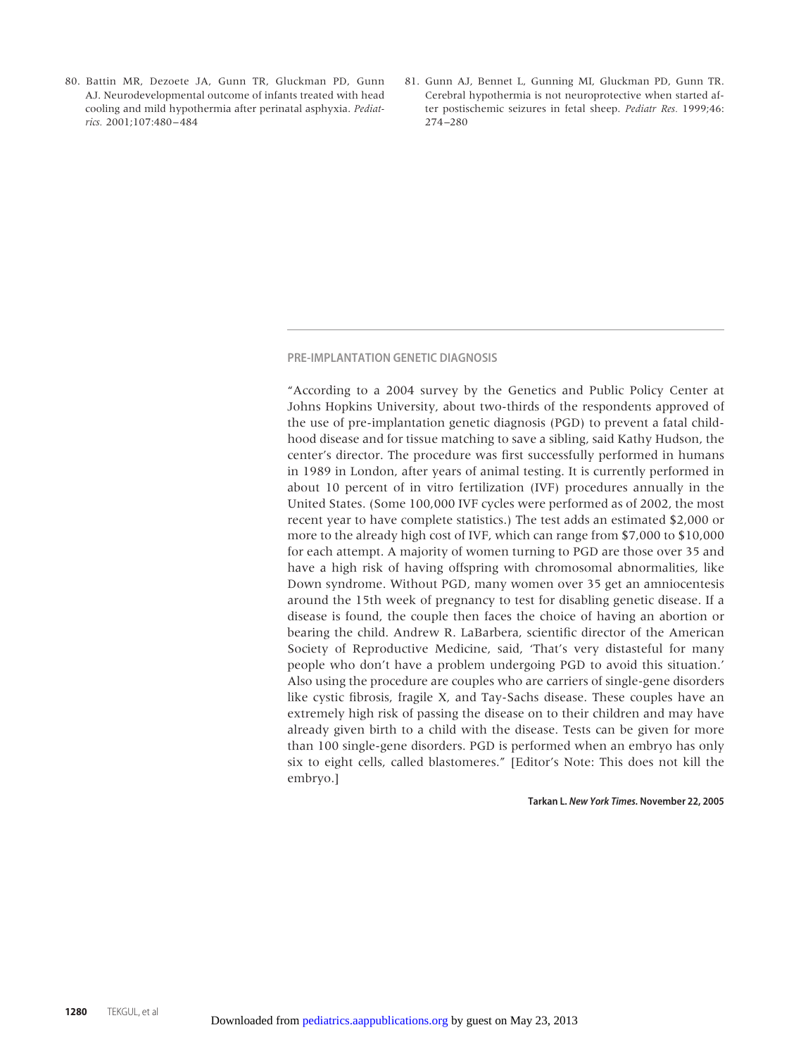80. Battin MR, Dezoete JA, Gunn TR, Gluckman PD, Gunn AJ. Neurodevelopmental outcome of infants treated with head cooling and mild hypothermia after perinatal asphyxia. *Pediatrics.* 2001;107:480–484

81. Gunn AJ, Bennet L, Gunning MI, Gluckman PD, Gunn TR. Cerebral hypothermia is not neuroprotective when started after postischemic seizures in fetal sheep. *Pediatr Res.* 1999;46:274–280

## PRE-IMPLANTATION GENETIC DIAGNOSIS

"According to a 2004 survey by the Genetics and Public Policy Center at Johns Hopkins University, about two-thirds of the respondents approved of the use of pre-implantation genetic diagnosis (PGD) to prevent a fatal childhood disease and for tissue matching to save a sibling, said Kathy Hudson, the center's director. The procedure was first successfully performed in humans in 1989 in London, after years of animal testing. It is currently performed in about 10 percent of in vitro fertilization (IVF) procedures annually in the United States. (Some 100,000 IVF cycles were performed as of 2002, the most recent year to have complete statistics.) The test adds an estimated $2,000 or more to the already high cost of IVF, which can range from $7,000 to $10,000 for each attempt. A majority of women turning to PGD are those over 35 and have a high risk of having offspring with chromosomal abnormalities, like Down syndrome. Without PGD, many women over 35 get an amniocentesis around the 15th week of pregnancy to test for disabling genetic disease. If a disease is found, the couple then faces the choice of having an abortion or bearing the child. Andrew R. LaBarbera, scientific director of the American Society of Reproductive Medicine, said, 'That's very distasteful for many people who don't have a problem undergoing PGD to avoid this situation.' Also using the procedure are couples who are carriers of single-gene disorders like cystic fibrosis, fragile X, and Tay-Sachs disease. These couples have an extremely high risk of passing the disease on to their children and may have already given birth to a child with the disease. Tests can be given for more than 100 single-gene disorders. PGD is performed when an embryo has only six to eight cells, called blastomeres." [Editor's Note: This does not kill the embryo.]

**Tarkan L. *New York Times*. November 22, 2005**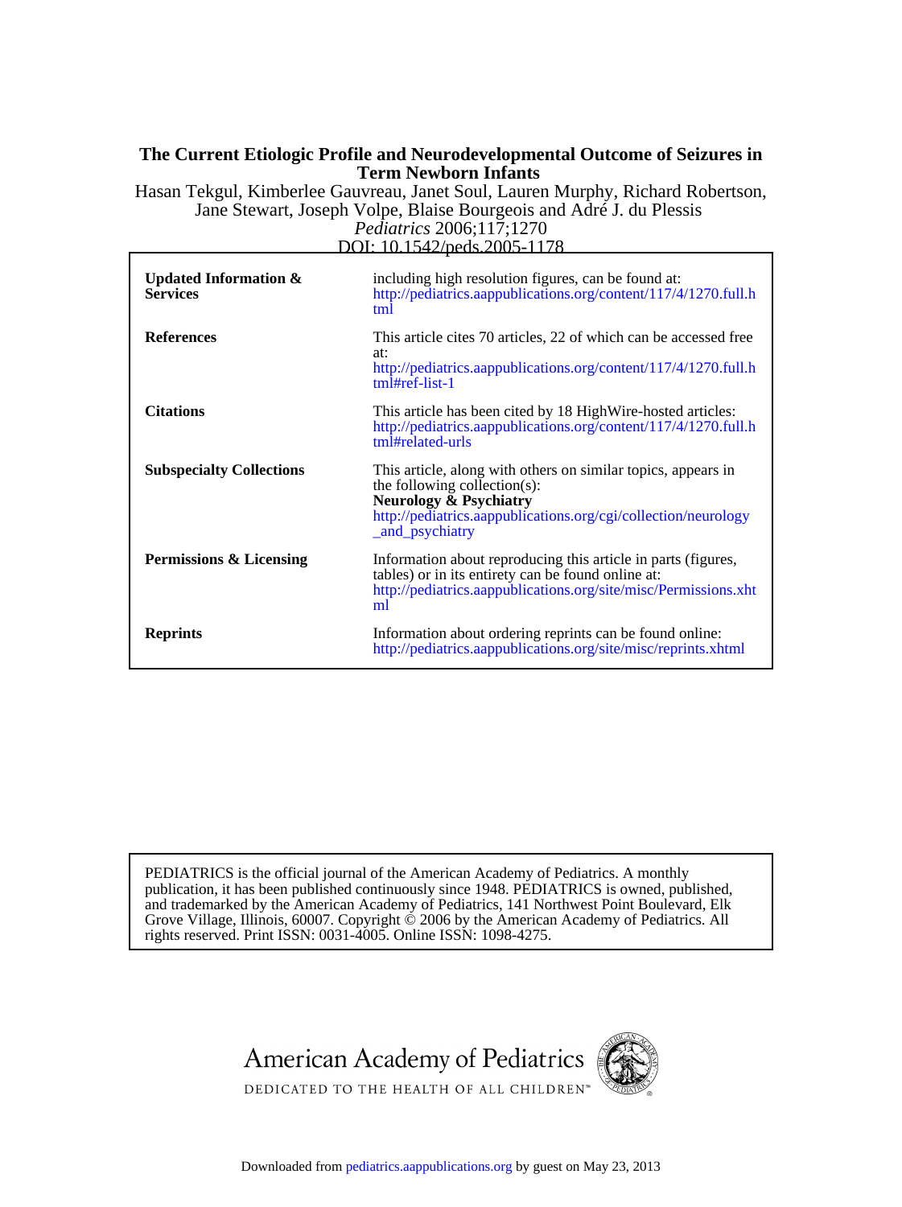**The Current Etiologic Profile and Neurodevelopmental Outcome of Seizures in Term Newborn Infants**

Hasan Tekgul, Kimberlee Gauvreau, Janet Soul, Lauren Murphy, Richard Robertson, Jane Stewart, Joseph Volpe, Blaise Bourgeois and André J. du Plessis

*Pediatrics* 2006;117;1270

DOI: 10.1542/peds.2005-1178

| | |
|---|---|
| **Updated Information & Services** | including high resolution figures, can be found at: http://pediatrics.aappublications.org/content/117/4/1270.full.html |
| **References** | This article cites 70 articles, 22 of which can be accessed free at: http://pediatrics.aappublications.org/content/117/4/1270.full.html#ref-list-1 |
| **Citations** | This article has been cited by 18 HighWire-hosted articles: http://pediatrics.aappublications.org/content/117/4/1270.full.html#related-urls |
| **Subspecialty Collections** | This article, along with others on similar topics, appears in the following collection(s): **Neurology & Psychiatry** http://pediatrics.aappublications.org/cgi/collection/neurology_and_psychiatry |
| **Permissions & Licensing** | Information about reproducing this article in parts (figures, tables) or in its entirety can be found online at: http://pediatrics.aappublications.org/site/misc/Permissions.xhtml |
| **Reprints** | Information about ordering reprints can be found online: http://pediatrics.aappublications.org/site/misc/reprints.xhtml |

PEDIATRICS is the official journal of the American Academy of Pediatrics. A monthly publication, it has been published continuously since 1948. PEDIATRICS is owned, published, and trademarked by the American Academy of Pediatrics, 141 Northwest Point Boulevard, Elk Grove Village, Illinois, 60007. Copyright © 2006 by the American Academy of Pediatrics. All rights reserved. Print ISSN: 0031-4005. Online ISSN: 1098-4275.

American Academy of Pediatrics

DEDICATED TO THE HEALTH OF ALL CHILDREN™